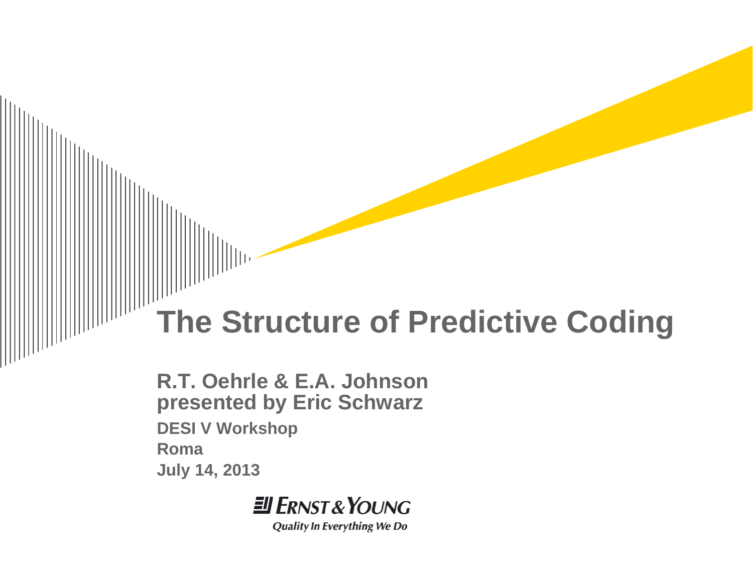# The Structure of Predictive Coding

**R.T. Oehrle & E.A. Johnson**
**presented by Eric Schwarz**

**DESI V Workshop**

**Roma**

**July 14, 2013**

Ernst & Young

*Quality In Everything We Do*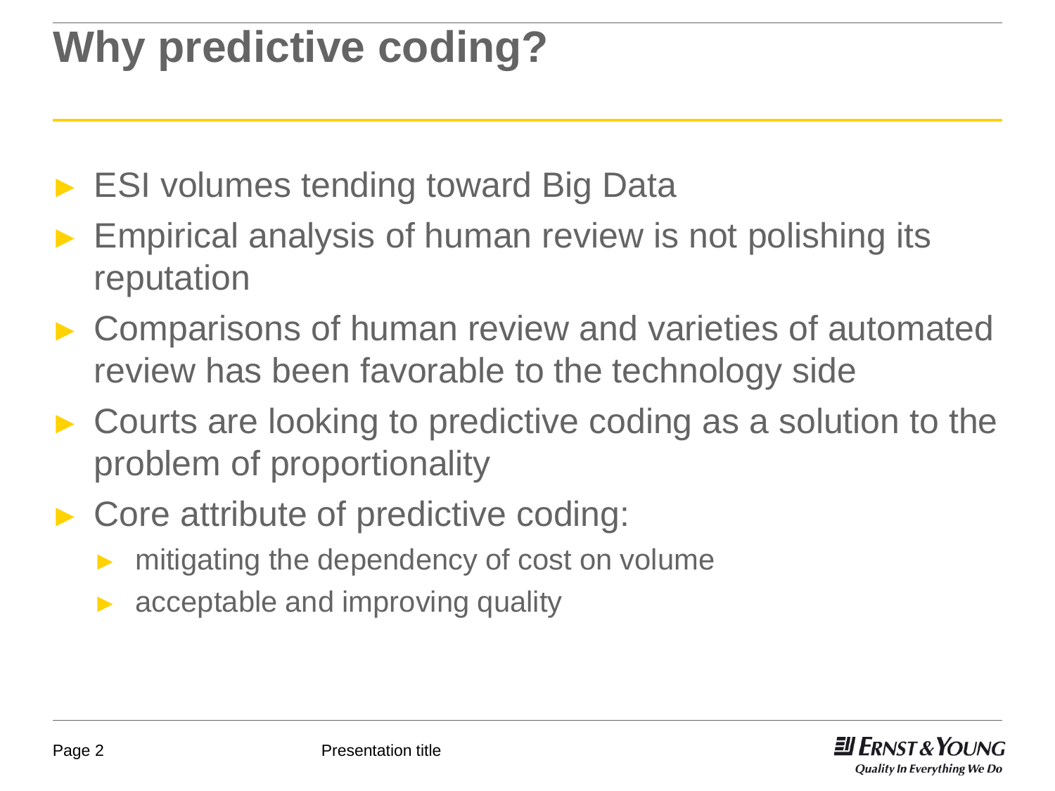# Why predictive coding?

- ESI volumes tending toward Big Data
- Empirical analysis of human review is not polishing its reputation
- Comparisons of human review and varieties of automated review has been favorable to the technology side
- Courts are looking to predictive coding as a solution to the problem of proportionality
- Core attribute of predictive coding:
  - mitigating the dependency of cost on volume
  - acceptable and improving quality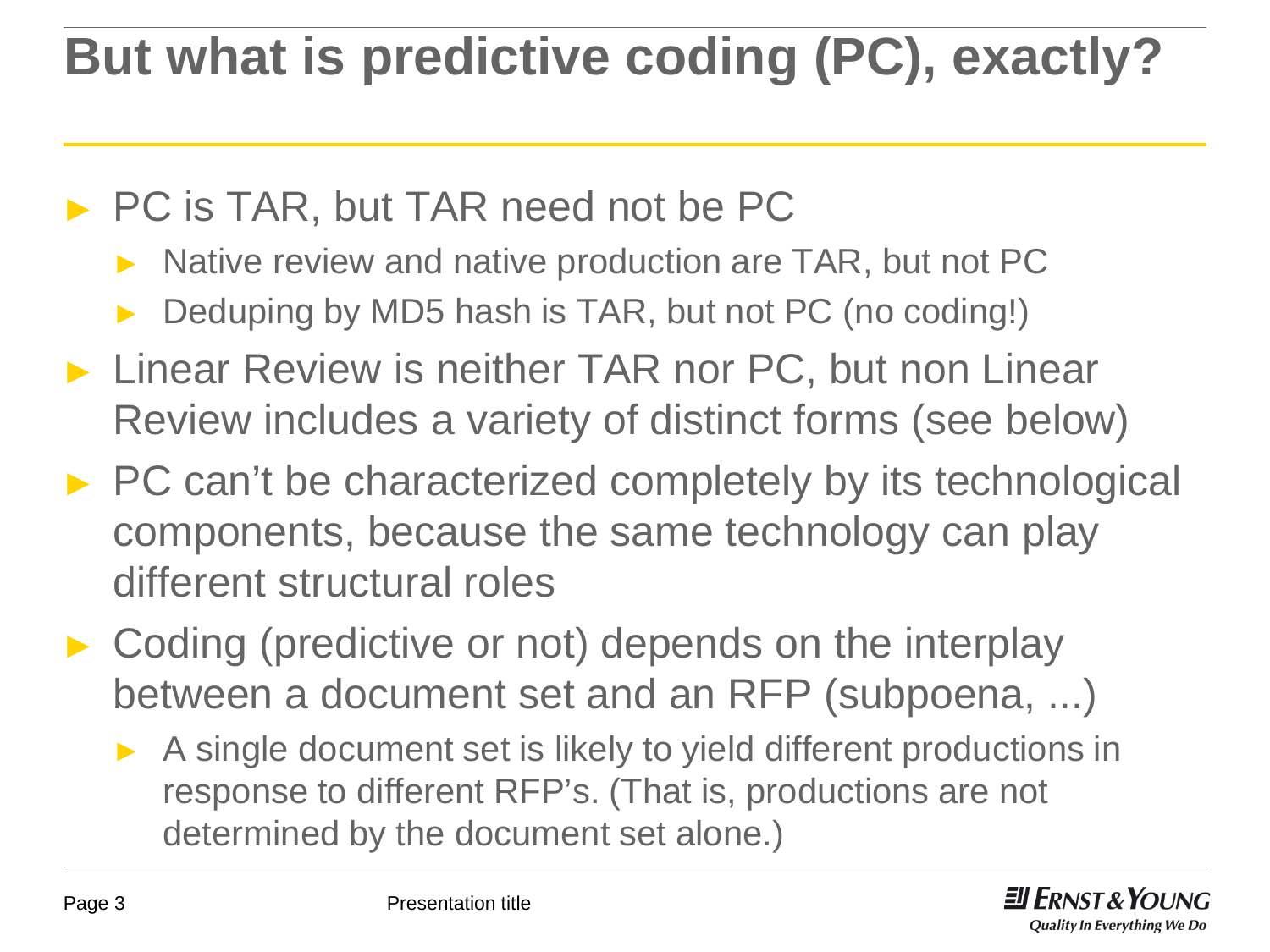# But what is predictive coding (PC), exactly?

- PC is TAR, but TAR need not be PC
  - Native review and native production are TAR, but not PC
  - Deduping by MD5 hash is TAR, but not PC (no coding!)
- Linear Review is neither TAR nor PC, but non Linear Review includes a variety of distinct forms (see below)
- PC can't be characterized completely by its technological components, because the same technology can play different structural roles
- Coding (predictive or not) depends on the interplay between a document set and an RFP (subpoena, ...)
  - A single document set is likely to yield different productions in response to different RFP's. (That is, productions are not determined by the document set alone.)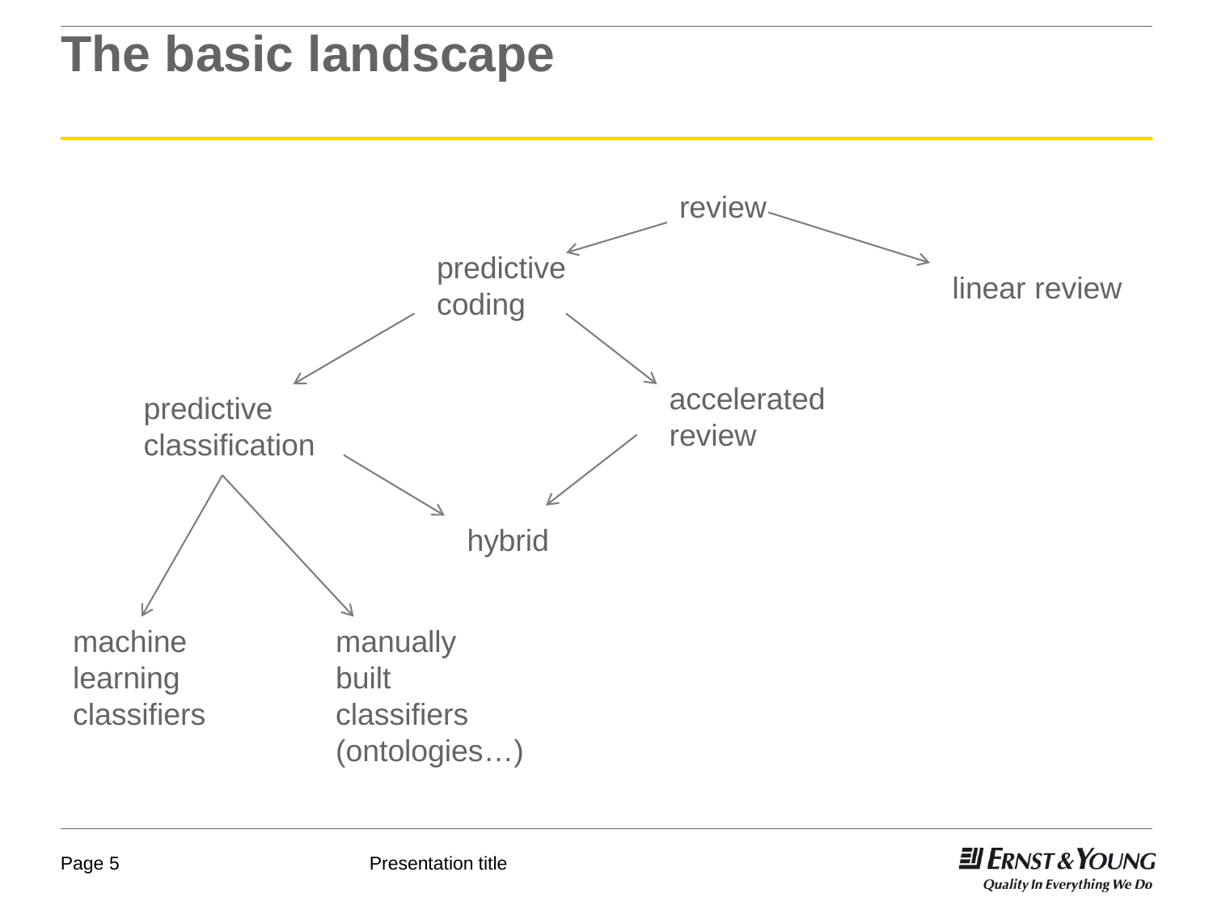# The basic landscape

review

predictive coding

linear review

predictive classification

accelerated review

hybrid

machine learning classifiers

manually built classifiers (ontologies…)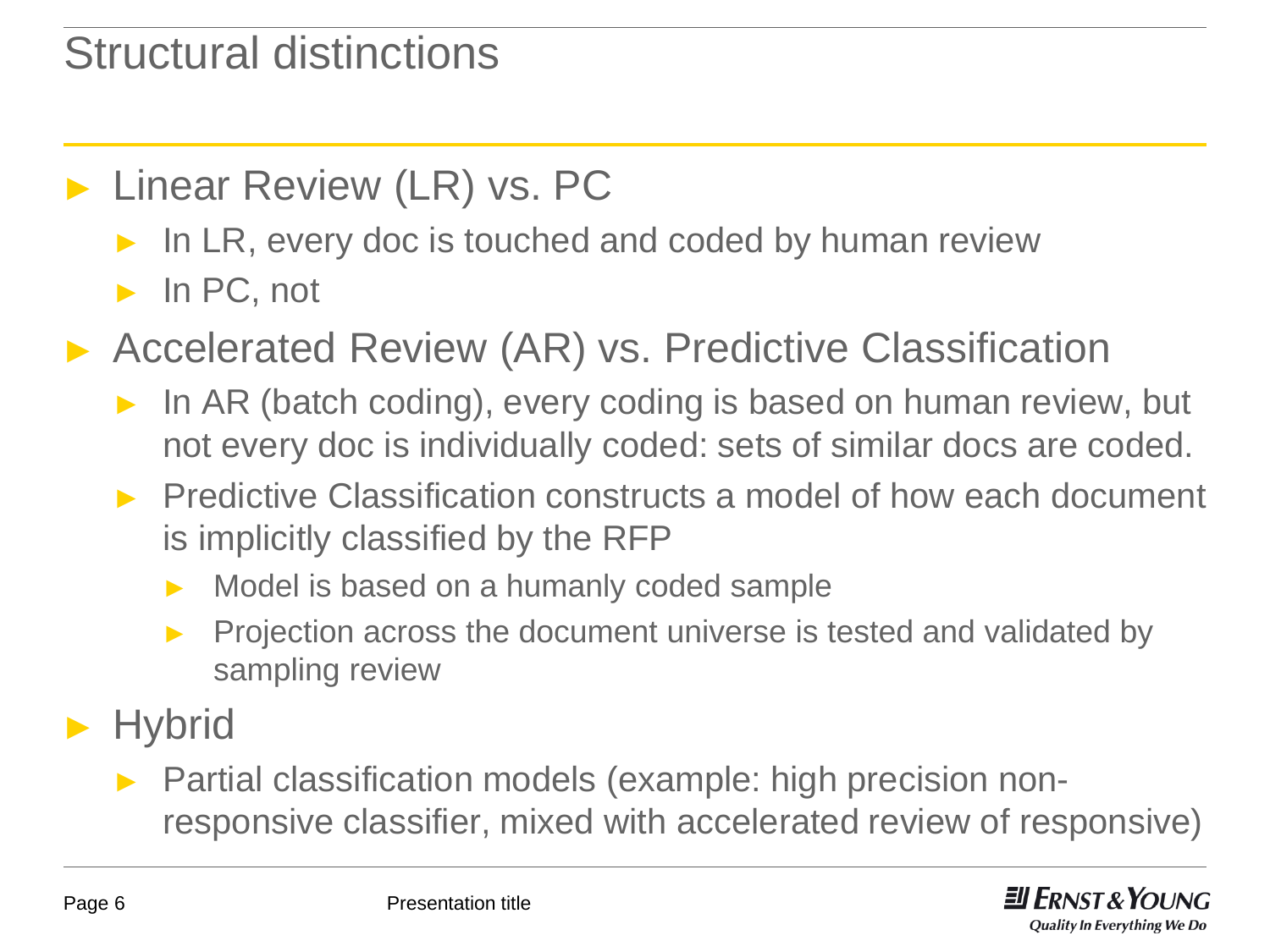# Structural distinctions

- Linear Review (LR) vs. PC
  - In LR, every doc is touched and coded by human review
  - In PC, not
- Accelerated Review (AR) vs. Predictive Classification
  - In AR (batch coding), every coding is based on human review, but not every doc is individually coded: sets of similar docs are coded.
  - Predictive Classification constructs a model of how each document is implicitly classified by the RFP
    - Model is based on a humanly coded sample
    - Projection across the document universe is tested and validated by sampling review
- Hybrid
  - Partial classification models (example: high precision non-responsive classifier, mixed with accelerated review of responsive)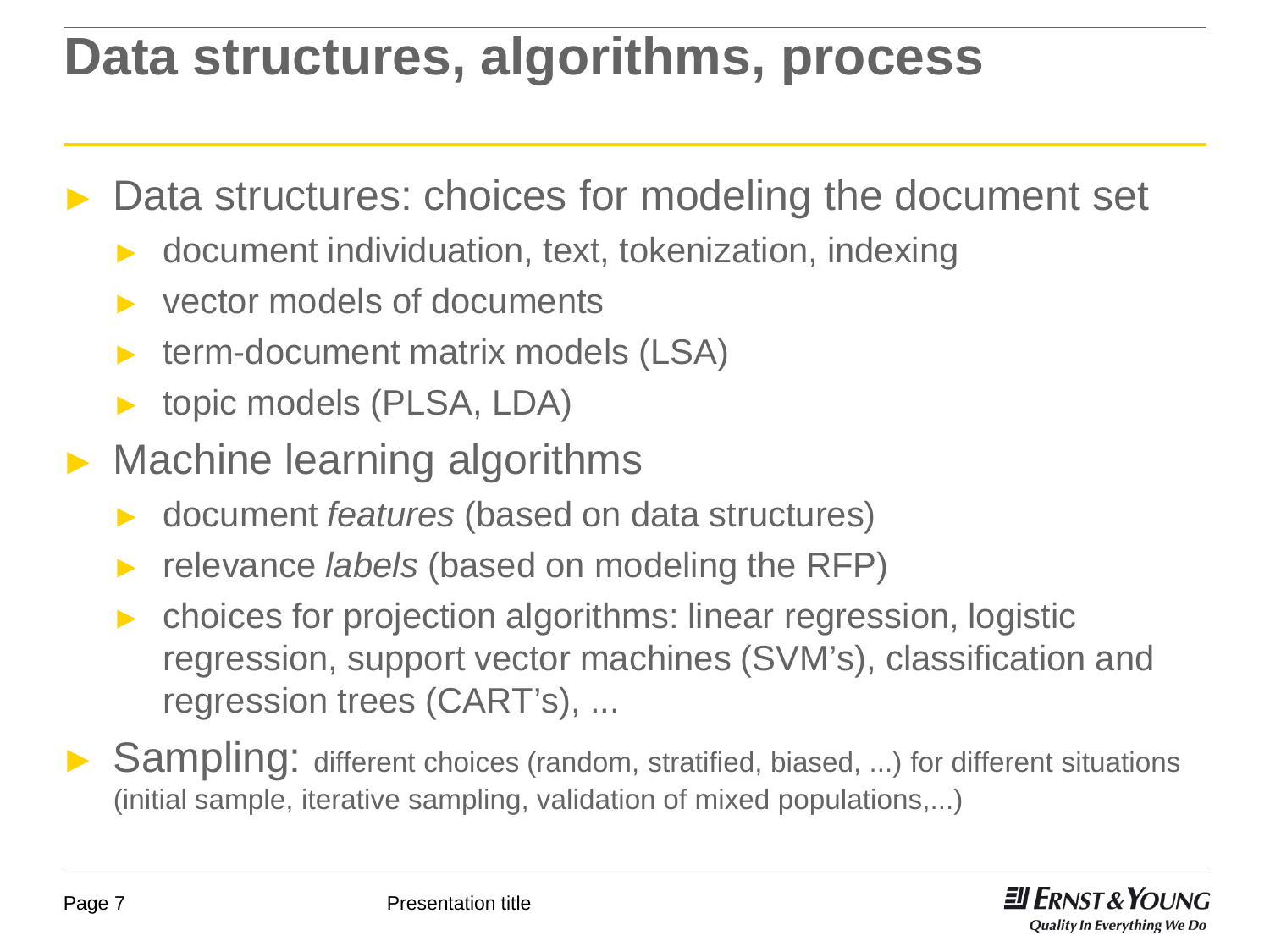# Data structures, algorithms, process

- Data structures: choices for modeling the document set
  - document individuation, text, tokenization, indexing
  - vector models of documents
  - term-document matrix models (LSA)
  - topic models (PLSA, LDA)
- Machine learning algorithms
  - document *features* (based on data structures)
  - relevance *labels* (based on modeling the RFP)
  - choices for projection algorithms: linear regression, logistic regression, support vector machines (SVM's), classification and regression trees (CART's), ...
- Sampling: different choices (random, stratified, biased, ...) for different situations (initial sample, iterative sampling, validation of mixed populations,...)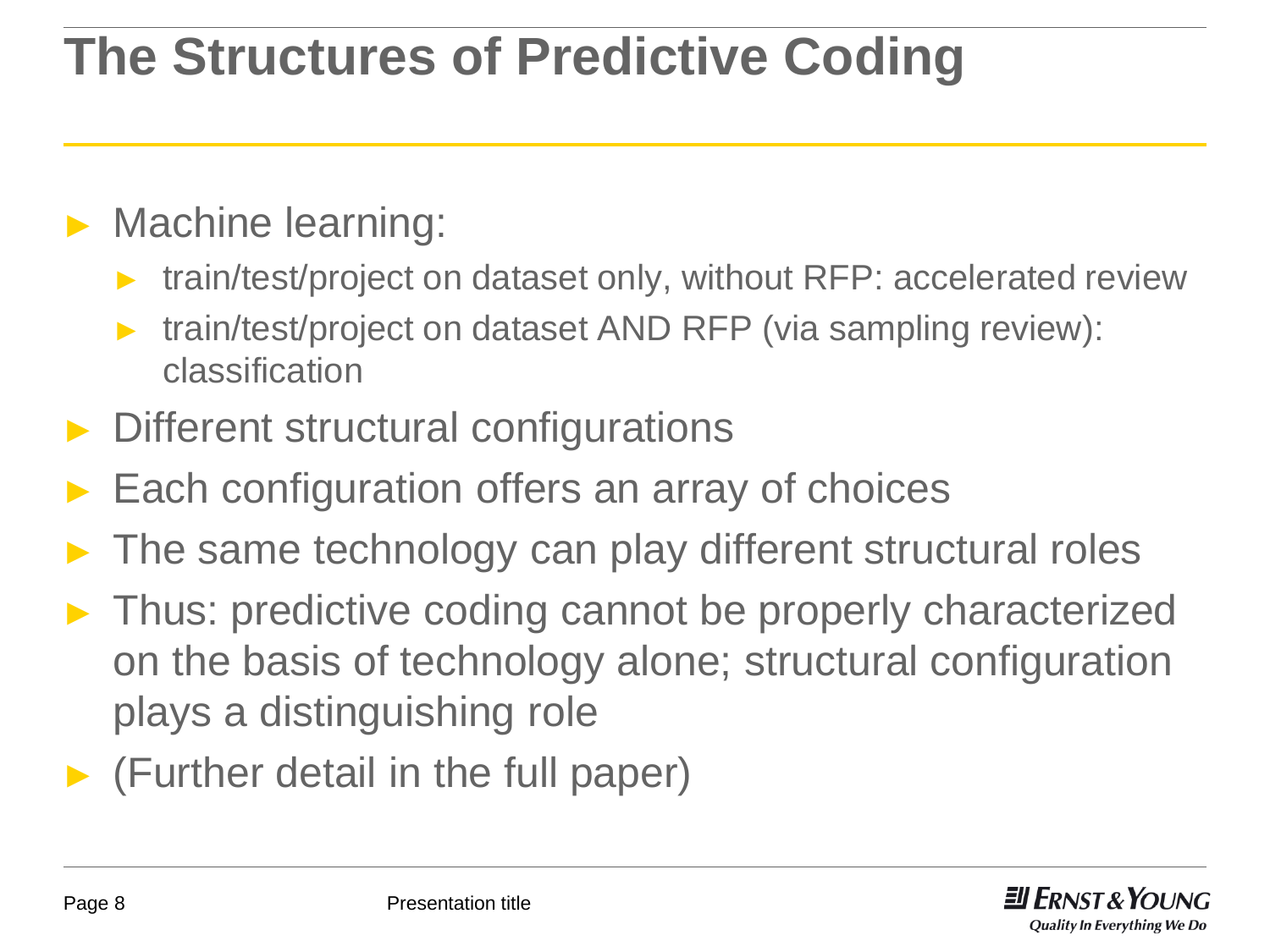# The Structures of Predictive Coding

- Machine learning:
  - train/test/project on dataset only, without RFP: accelerated review
  - train/test/project on dataset AND RFP (via sampling review): classification
- Different structural configurations
- Each configuration offers an array of choices
- The same technology can play different structural roles
- Thus: predictive coding cannot be properly characterized on the basis of technology alone; structural configuration plays a distinguishing role
- (Further detail in the full paper)